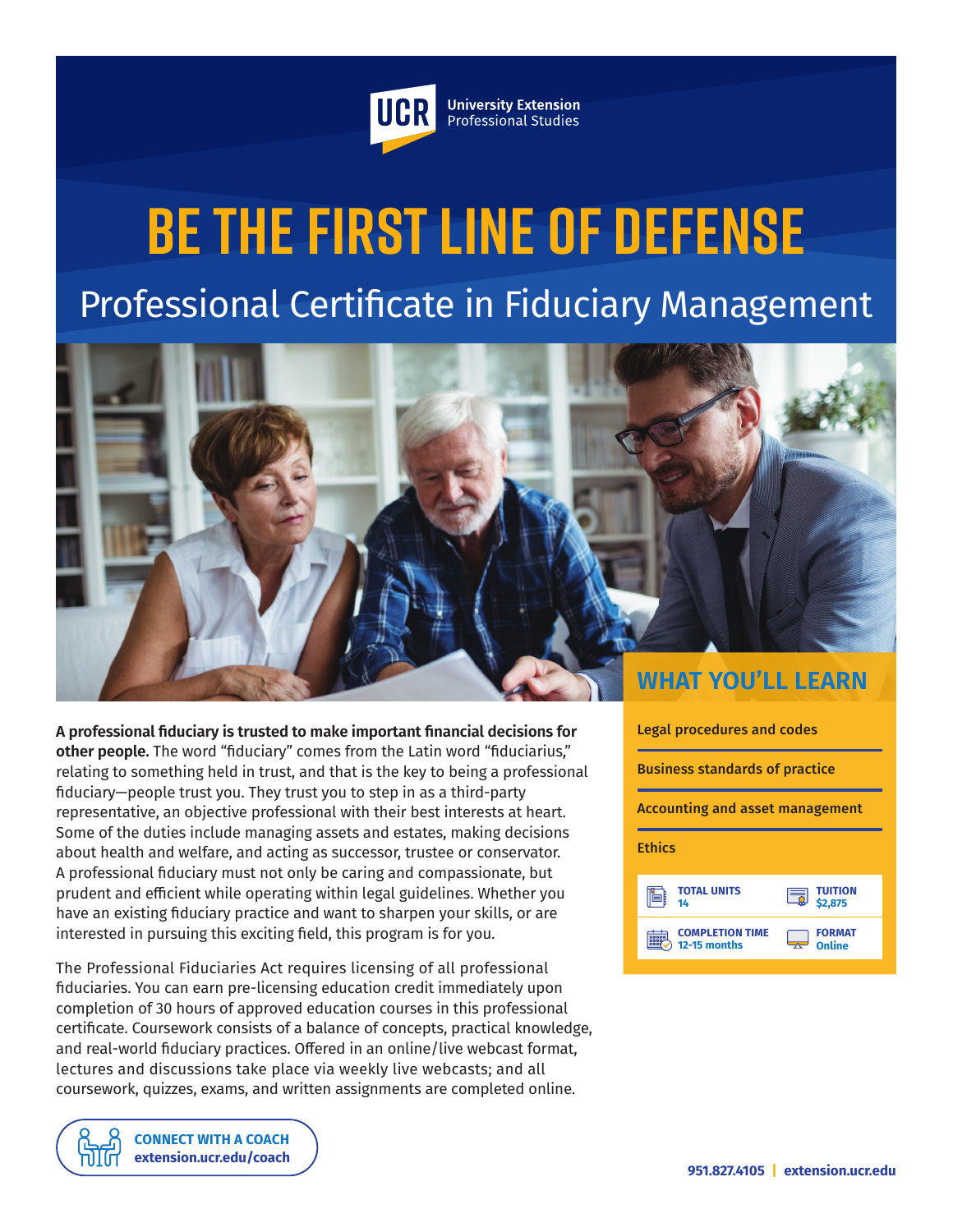UCR University Extension Professional Studies

# BE THE FIRST LINE OF DEFENSE

## Professional Certificate in Fiduciary Management

**A professional fiduciary is trusted to make important financial decisions for other people.** The word “fiduciary” comes from the Latin word “fiduciarius,” relating to something held in trust, and that is the key to being a professional fiduciary—people trust you. They trust you to step in as a third-party representative, an objective professional with their best interests at heart. Some of the duties include managing assets and estates, making decisions about health and welfare, and acting as successor, trustee or conservator. A professional fiduciary must not only be caring and compassionate, but prudent and efficient while operating within legal guidelines. Whether you have an existing fiduciary practice and want to sharpen your skills, or are interested in pursuing this exciting field, this program is for you.

The Professional Fiduciaries Act requires licensing of all professional fiduciaries. You can earn pre-licensing education credit immediately upon completion of 30 hours of approved education courses in this professional certificate. Coursework consists of a balance of concepts, practical knowledge, and real-world fiduciary practices. Offered in an online/live webcast format, lectures and discussions take place via weekly live webcasts; and all coursework, quizzes, exams, and written assignments are completed online.

### WHAT YOU’LL LEARN

- Legal procedures and codes
- Business standards of practice
- Accounting and asset management
- Ethics

| | |
|---|---|
| **TOTAL UNITS** 14 | **TUITION** $2,875 |
| **COMPLETION TIME** 12-15 months | **FORMAT** Online |

**CONNECT WITH A COACH**
**extension.ucr.edu/coach**

951.827.4105 | extension.ucr.edu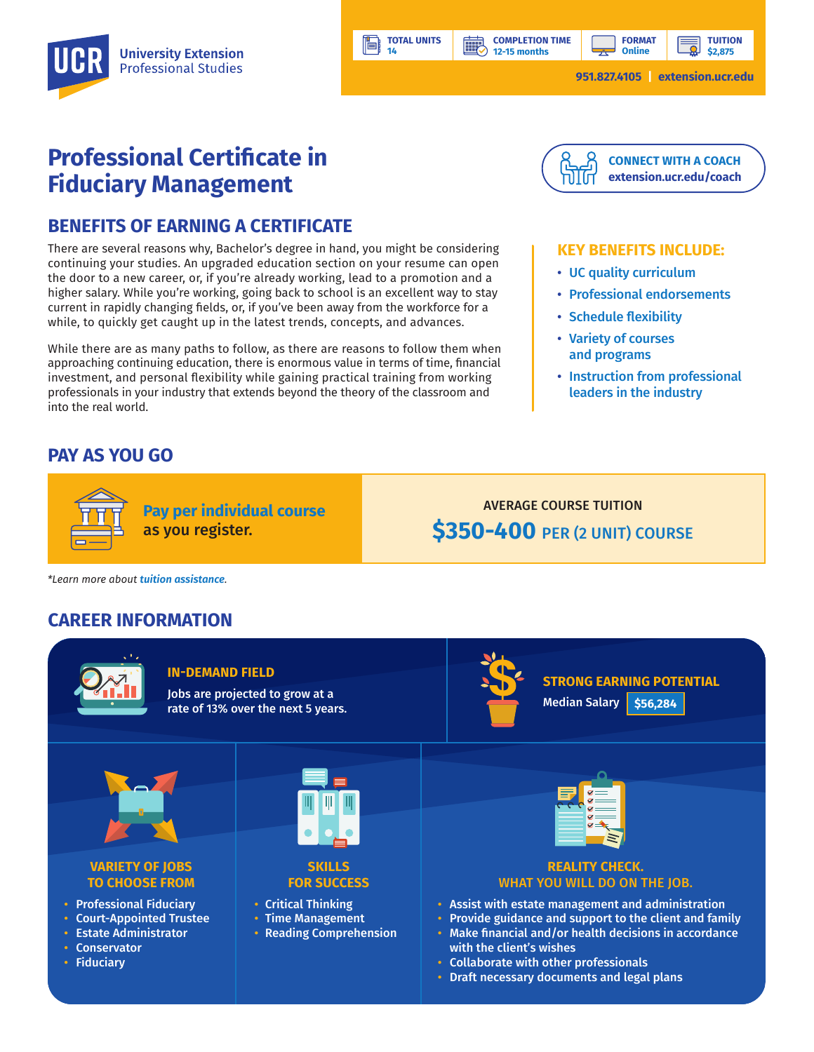UCR University Extension Professional Studies

| TOTAL UNITS | COMPLETION TIME | FORMAT | TUITION |
| --- | --- | --- | --- |
| 14 | 12-15 months | Online | $2,875 |

951.827.4105 | extension.ucr.edu

# Professional Certificate in Fiduciary Management

**CONNECT WITH A COACH**
extension.ucr.edu/coach

## BENEFITS OF EARNING A CERTIFICATE

There are several reasons why, Bachelor's degree in hand, you might be considering continuing your studies. An upgraded education section on your resume can open the door to a new career, or, if you're already working, lead to a promotion and a higher salary. While you're working, going back to school is an excellent way to stay current in rapidly changing fields, or, if you've been away from the workforce for a while, to quickly get caught up in the latest trends, concepts, and advances.

While there are as many paths to follow, as there are reasons to follow them when approaching continuing education, there is enormous value in terms of time, financial investment, and personal flexibility while gaining practical training from working professionals in your industry that extends beyond the theory of the classroom and into the real world.

### KEY BENEFITS INCLUDE:

- UC quality curriculum
- Professional endorsements
- Schedule flexibility
- Variety of courses and programs
- Instruction from professional leaders in the industry

## PAY AS YOU GO

**Pay per individual course** as you register.

AVERAGE COURSE TUITION
**$350-400** PER (2 UNIT) COURSE

*Learn more about *tuition assistance*.

## CAREER INFORMATION

### IN-DEMAND FIELD

Jobs are projected to grow at a rate of 13% over the next 5 years.

### STRONG EARNING POTENTIAL

Median Salary **$56,284**

### VARIETY OF JOBS TO CHOOSE FROM

- Professional Fiduciary
- Court-Appointed Trustee
- Estate Administrator
- Conservator
- Fiduciary

### SKILLS FOR SUCCESS

- Critical Thinking
- Time Management
- Reading Comprehension

### REALITY CHECK. WHAT YOU WILL DO ON THE JOB.

- Assist with estate management and administration
- Provide guidance and support to the client and family
- Make financial and/or health decisions in accordance with the client's wishes
- Collaborate with other professionals
- Draft necessary documents and legal plans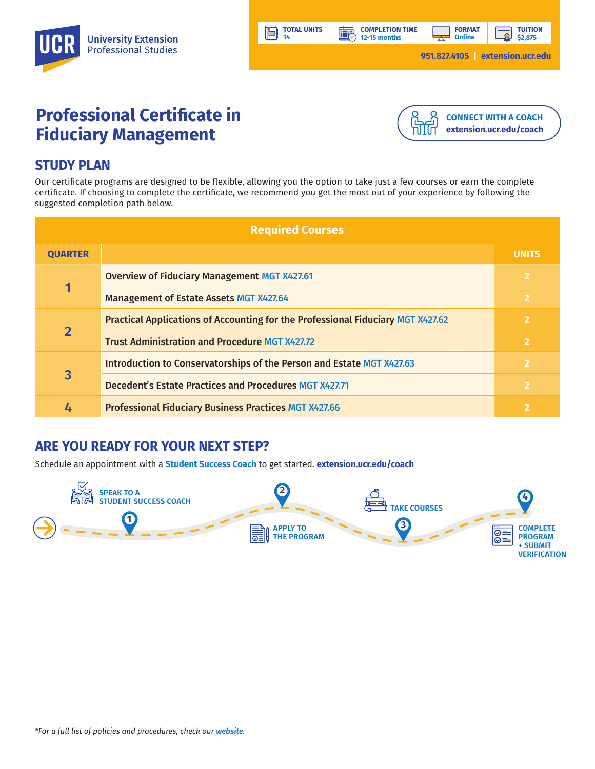UCR University Extension Professional Studies

| TOTAL UNITS | COMPLETION TIME | FORMAT | TUITION |
|---|---|---|---|
| 14 | 12-15 months | Online | $2,875 |

951.827.4105 | extension.ucr.edu

# Professional Certificate in Fiduciary Management

CONNECT WITH A COACH
extension.ucr.edu/coach

## STUDY PLAN

Our certificate programs are designed to be flexible, allowing you the option to take just a few courses or earn the complete certificate. If choosing to complete the certificate, we recommend you get the most out of your experience by following the suggested completion path below.

**Required Courses**

| QUARTER | | UNITS |
|---|---|---|
| 1 | **Overview of Fiduciary Management** MGT X427.61 | 2 |
| | **Management of Estate Assets** MGT X427.64 | 2 |
| 2 | **Practical Applications of Accounting for the Professional Fiduciary** MGT X427.62 | 2 |
| | **Trust Administration and Procedure** MGT X427.72 | 2 |
| 3 | **Introduction to Conservatorships of the Person and Estate** MGT X427.63 | 2 |
| | **Decedent's Estate Practices and Procedures** MGT X427.71 | 2 |
| 4 | **Professional Fiduciary Business Practices** MGT X427.66 | 2 |

## ARE YOU READY FOR YOUR NEXT STEP?

Schedule an appointment with a **Student Success Coach** to get started. **extension.ucr.edu/coach**

1. SPEAK TO A STUDENT SUCCESS COACH
2. APPLY TO THE PROGRAM
3. TAKE COURSES
4. COMPLETE PROGRAM + SUBMIT VERIFICATION

*For a full list of policies and procedures, check our **website**.*